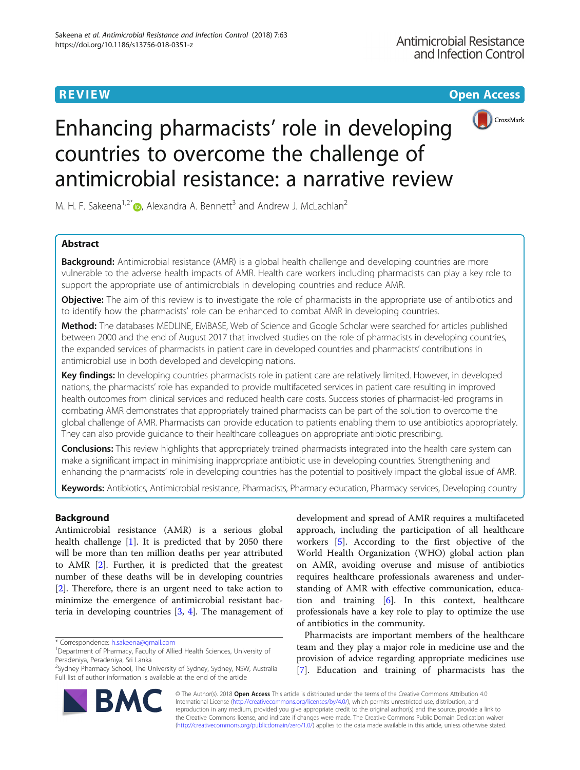REVIEW

Open Access

# Enhancing pharmacists' role in developing countries to overcome the challenge of antimicrobial resistance: a narrative review

M. H. F. Sakeena[1,2*], Alexandra A. Bennett[3] and Andrew J. McLachlan[2]

## Abstract

**Background:** Antimicrobial resistance (AMR) is a global health challenge and developing countries are more vulnerable to the adverse health impacts of AMR. Health care workers including pharmacists can play a key role to support the appropriate use of antimicrobials in developing countries and reduce AMR.

**Objective:** The aim of this review is to investigate the role of pharmacists in the appropriate use of antibiotics and to identify how the pharmacists' role can be enhanced to combat AMR in developing countries.

**Method:** The databases MEDLINE, EMBASE, Web of Science and Google Scholar were searched for articles published between 2000 and the end of August 2017 that involved studies on the role of pharmacists in developing countries, the expanded services of pharmacists in patient care in developed countries and pharmacists' contributions in antimicrobial use in both developed and developing nations.

**Key findings:** In developing countries pharmacists role in patient care are relatively limited. However, in developed nations, the pharmacists' role has expanded to provide multifaceted services in patient care resulting in improved health outcomes from clinical services and reduced health care costs. Success stories of pharmacist-led programs in combating AMR demonstrates that appropriately trained pharmacists can be part of the solution to overcome the global challenge of AMR. Pharmacists can provide education to patients enabling them to use antibiotics appropriately. They can also provide guidance to their healthcare colleagues on appropriate antibiotic prescribing.

**Conclusions:** This review highlights that appropriately trained pharmacists integrated into the health care system can make a significant impact in minimising inappropriate antibiotic use in developing countries. Strengthening and enhancing the pharmacists' role in developing countries has the potential to positively impact the global issue of AMR.

**Keywords:** Antibiotics, Antimicrobial resistance, Pharmacists, Pharmacy education, Pharmacy services, Developing country

## Background

Antimicrobial resistance (AMR) is a serious global health challenge [1]. It is predicted that by 2050 there will be more than ten million deaths per year attributed to AMR [2]. Further, it is predicted that the greatest number of these deaths will be in developing countries [2]. Therefore, there is an urgent need to take action to minimize the emergence of antimicrobial resistant bacteria in developing countries [3, 4]. The management of development and spread of AMR requires a multifaceted approach, including the participation of all healthcare workers [5]. According to the first objective of the World Health Organization (WHO) global action plan on AMR, avoiding overuse and misuse of antibiotics requires healthcare professionals awareness and understanding of AMR with effective communication, education and training [6]. In this context, healthcare professionals have a key role to play to optimize the use of antibiotics in the community.

Pharmacists are important members of the healthcare team and they play a major role in medicine use and the provision of advice regarding appropriate medicines use [7]. Education and training of pharmacists has the

\* Correspondence: h.sakeena@gmail.com
[1]Department of Pharmacy, Faculty of Allied Health Sciences, University of Peradeniya, Peradeniya, Sri Lanka
[2]Sydney Pharmacy School, The University of Sydney, Sydney, NSW, Australia
Full list of author information is available at the end of the article

© The Author(s). 2018 **Open Access** This article is distributed under the terms of the Creative Commons Attribution 4.0 International License (http://creativecommons.org/licenses/by/4.0/), which permits unrestricted use, distribution, and reproduction in any medium, provided you give appropriate credit to the original author(s) and the source, provide a link to the Creative Commons license, and indicate if changes were made. The Creative Commons Public Domain Dedication waiver (http://creativecommons.org/publicdomain/zero/1.0/) applies to the data made available in this article, unless otherwise stated.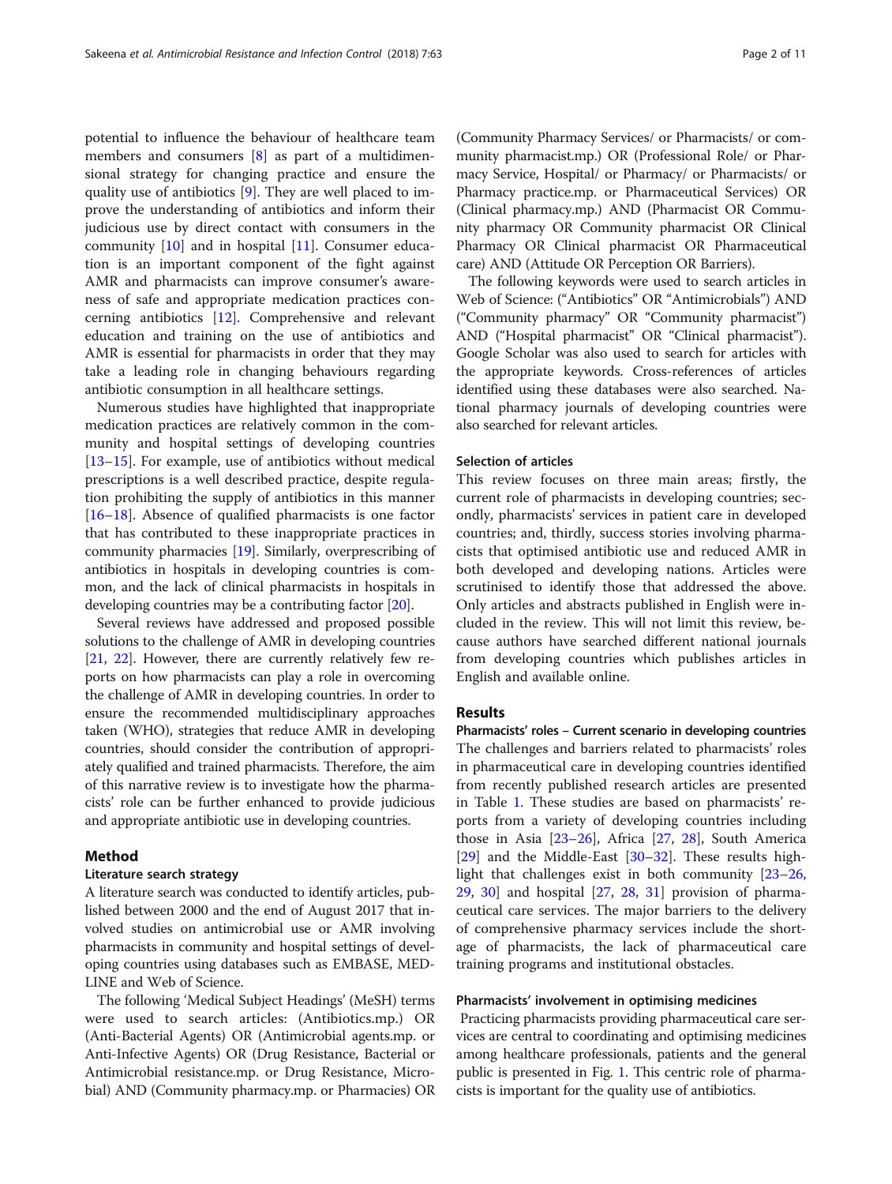potential to influence the behaviour of healthcare team members and consumers [8] as part of a multidimensional strategy for changing practice and ensure the quality use of antibiotics [9]. They are well placed to improve the understanding of antibiotics and inform their judicious use by direct contact with consumers in the community [10] and in hospital [11]. Consumer education is an important component of the fight against AMR and pharmacists can improve consumer's awareness of safe and appropriate medication practices concerning antibiotics [12]. Comprehensive and relevant education and training on the use of antibiotics and AMR is essential for pharmacists in order that they may take a leading role in changing behaviours regarding antibiotic consumption in all healthcare settings.

Numerous studies have highlighted that inappropriate medication practices are relatively common in the community and hospital settings of developing countries [13–15]. For example, use of antibiotics without medical prescriptions is a well described practice, despite regulation prohibiting the supply of antibiotics in this manner [16–18]. Absence of qualified pharmacists is one factor that has contributed to these inappropriate practices in community pharmacies [19]. Similarly, overprescribing of antibiotics in hospitals in developing countries is common, and the lack of clinical pharmacists in hospitals in developing countries may be a contributing factor [20].

Several reviews have addressed and proposed possible solutions to the challenge of AMR in developing countries [21, 22]. However, there are currently relatively few reports on how pharmacists can play a role in overcoming the challenge of AMR in developing countries. In order to ensure the recommended multidisciplinary approaches taken (WHO), strategies that reduce AMR in developing countries, should consider the contribution of appropriately qualified and trained pharmacists. Therefore, the aim of this narrative review is to investigate how the pharmacists' role can be further enhanced to provide judicious and appropriate antibiotic use in developing countries.

## Method

### Literature search strategy

A literature search was conducted to identify articles, published between 2000 and the end of August 2017 that involved studies on antimicrobial use or AMR involving pharmacists in community and hospital settings of developing countries using databases such as EMBASE, MEDLINE and Web of Science.

The following 'Medical Subject Headings' (MeSH) terms were used to search articles: (Antibiotics.mp.) OR (Anti-Bacterial Agents) OR (Antimicrobial agents.mp. or Anti-Infective Agents) OR (Drug Resistance, Bacterial or Antimicrobial resistance.mp. or Drug Resistance, Microbial) AND (Community pharmacy.mp. or Pharmacies) OR (Community Pharmacy Services/ or Pharmacists/ or community pharmacist.mp.) OR (Professional Role/ or Pharmacy Service, Hospital/ or Pharmacy/ or Pharmacists/ or Pharmacy practice.mp. or Pharmaceutical Services) OR (Clinical pharmacy.mp.) AND (Pharmacist OR Community pharmacy OR Community pharmacist OR Clinical Pharmacy OR Clinical pharmacist OR Pharmaceutical care) AND (Attitude OR Perception OR Barriers).

The following keywords were used to search articles in Web of Science: ("Antibiotics" OR "Antimicrobials") AND ("Community pharmacy" OR "Community pharmacist") AND ("Hospital pharmacist" OR "Clinical pharmacist"). Google Scholar was also used to search for articles with the appropriate keywords. Cross-references of articles identified using these databases were also searched. National pharmacy journals of developing countries were also searched for relevant articles.

### Selection of articles

This review focuses on three main areas; firstly, the current role of pharmacists in developing countries; secondly, pharmacists' services in patient care in developed countries; and, thirdly, success stories involving pharmacists that optimised antibiotic use and reduced AMR in both developed and developing nations. Articles were scrutinised to identify those that addressed the above. Only articles and abstracts published in English were included in the review. This will not limit this review, because authors have searched different national journals from developing countries which publishes articles in English and available online.

## Results

### Pharmacists' roles – Current scenario in developing countries

The challenges and barriers related to pharmacists' roles in pharmaceutical care in developing countries identified from recently published research articles are presented in Table 1. These studies are based on pharmacists' reports from a variety of developing countries including those in Asia [23–26], Africa [27, 28], South America [29] and the Middle-East [30–32]. These results highlight that challenges exist in both community [23–26, 29, 30] and hospital [27, 28, 31] provision of pharmaceutical care services. The major barriers to the delivery of comprehensive pharmacy services include the shortage of pharmacists, the lack of pharmaceutical care training programs and institutional obstacles.

### Pharmacists' involvement in optimising medicines

Practicing pharmacists providing pharmaceutical care services are central to coordinating and optimising medicines among healthcare professionals, patients and the general public is presented in Fig. 1. This centric role of pharmacists is important for the quality use of antibiotics.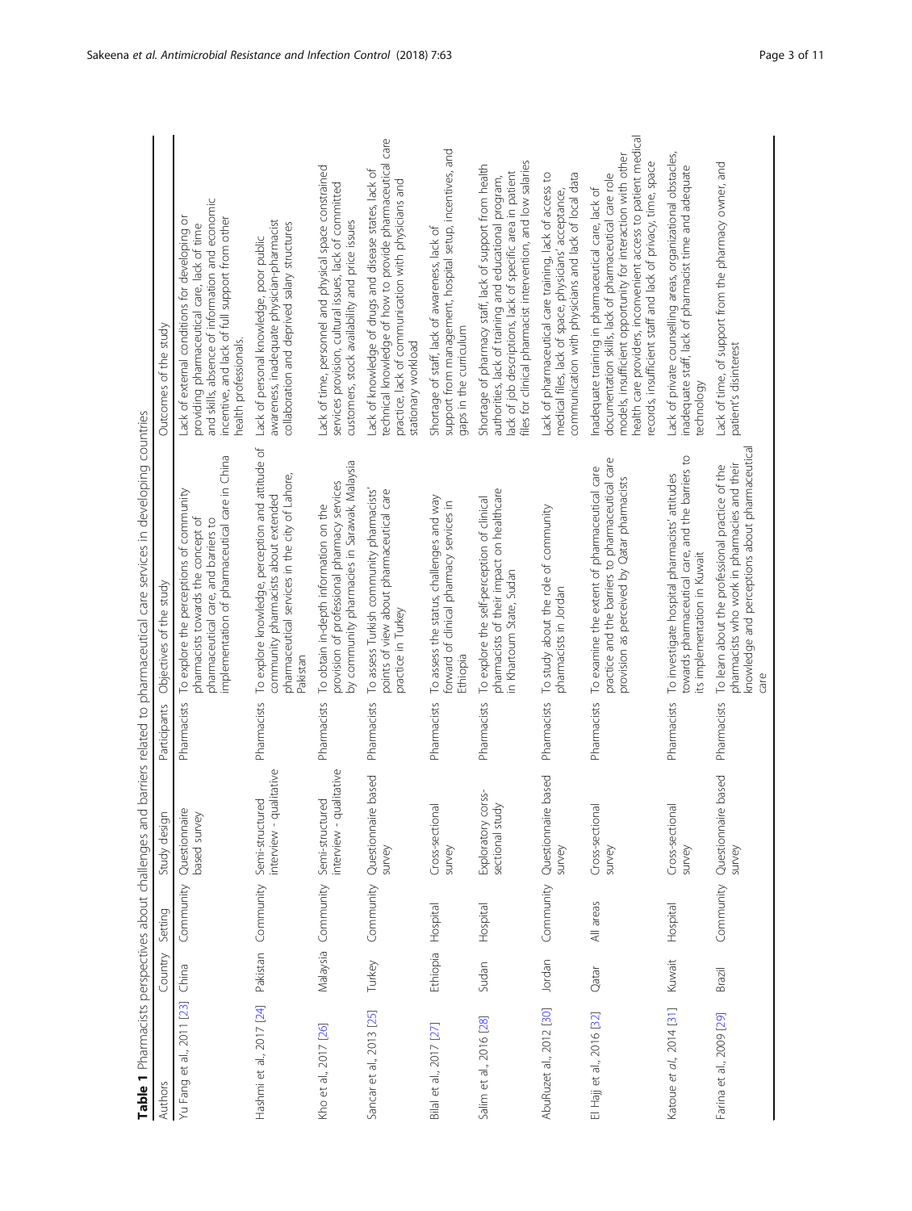**Table 1** Pharmacists perspectives about challenges and barriers related to pharmaceutical care services in developing countries

| Authors | Country | Setting | Study design | Participants | Objectives of the study | Outcomes of the study |
|---|---|---|---|---|---|---|
| Yu Fang et al., 2011 [23] | China | Community | Questionnaire based survey | Pharmacists | To explore the perceptions of community pharmacists towards the concept of pharmaceutical care, and barriers to implementation of pharmaceutical care in China | Lack of external conditions for developing or providing pharmaceutical care, lack of time and skills, absence of information and economic incentive, and lack of full support from other health professionals. |
| Hashmi et al., 2017 [24] | Pakistan | Community | Semi-structured interview - qualitative | Pharmacists | To explore knowledge, perception and attitude of community pharmacists about extended pharmaceutical services in the city of Lahore, Pakistan | Lack of personal knowledge, poor public awareness, inadequate physician-pharmacist collaboration and deprived salary structures |
| Kho et al., 2017 [26] | Malaysia | Community | Semi-structured interview - qualitative | Pharmacists | To obtain in-depth information on the provision of professional pharmacy services by community pharmacies in Sarawak, Malaysia | Lack of time, personnel and physical space constrained services provision, cultural issues, lack of committed customers, stock availability and price issues |
| Sancar et al., 2013 [25] | Turkey | Community | Questionnaire based survey | Pharmacists | To assess Turkish community pharmacists' points of view about pharmaceutical care practice in Turkey | Lack of knowledge of drugs and disease states, lack of technical knowledge of how to provide pharmaceutical care practice, lack of communication with physicians and stationary workload |
| Bilal et al., 2017 [27] | Ethiopia | Hospital | Cross-sectional survey | Pharmacists | To assess the status, challenges and way forward of clinical pharmacy services in Ethiopia | Shortage of staff, lack of awareness, lack of support from management, hospital setup, incentives, and gaps in the curriculum |
| Salim et al., 2016 [28] | Sudan | Hospital | Exploratory corss-sectional study | Pharmacists | To explore the self-perception of clinical pharmacists of their impact on healthcare in Khartoum State, Sudan | Shortage of pharmacy staff, lack of support from health authorities, lack of training and educational program, lack of job descriptions, lack of specific area in patient files for clinical pharmacist intervention, and low salaries |
| AbuRuzet al., 2012 [30] | Jordan | Community | Questionnaire based survey | Pharmacists | To study about the role of community pharmacists in Jordan | Lack of pharmaceutical care training, lack of access to medical files, lack of space, physicians' acceptance, communication with physicians and lack of local data |
| El Hajj et al., 2016 [32] | Qatar | All areas | Cross-sectional survey | Pharmacists | To examine the extent of pharmaceutical care practice and the barriers to pharmaceutical care provision as perceived by Qatar pharmacists | Inadequate training in pharmaceutical care, lack of documentation skills, lack of pharmaceutical care role models, insufficient opportunity for interaction with other health care providers, inconvenient access to patient medical records, insufficient staff and lack of privacy, time, space |
| Katoue et al., 2014 [31] | Kuwait | Hospital | Cross-sectional survey | Pharmacists | To investigate hospital pharmacists' attitudes towards pharmaceutical care, and the barriers to its implementation in Kuwait | Lack of private counselling areas, organizational obstacles, inadequate staff, lack of pharmacist time and adequate technology |
| Farina et al., 2009 [29] | Brazil | Community | Questionnaire based survey | Pharmacists | To learn about the professional practice of the pharmacists who work in pharmacies and their knowledge and perceptions about pharmaceutical care | Lack of time, of support from the pharmacy owner, and patient's disinterest |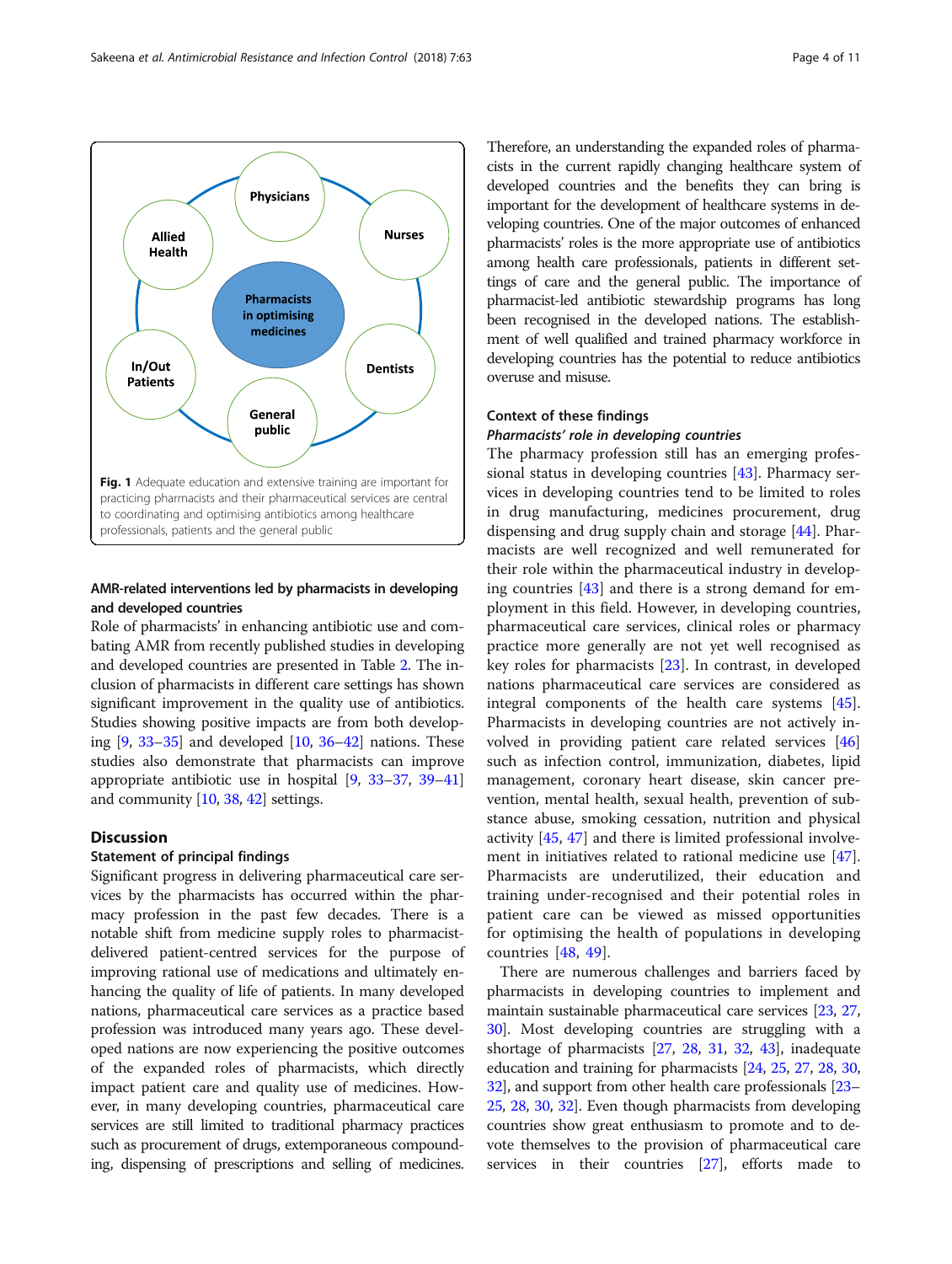Fig. 1 Adequate education and extensive training are important for practicing pharmacists and their pharmaceutical services are central to coordinating and optimising antibiotics among healthcare professionals, patients and the general public

### AMR-related interventions led by pharmacists in developing and developed countries

Role of pharmacists' in enhancing antibiotic use and combating AMR from recently published studies in developing and developed countries are presented in Table 2. The inclusion of pharmacists in different care settings has shown significant improvement in the quality use of antibiotics. Studies showing positive impacts are from both developing [9, 33–35] and developed [10, 36–42] nations. These studies also demonstrate that pharmacists can improve appropriate antibiotic use in hospital [9, 33–37, 39–41] and community [10, 38, 42] settings.

## Discussion

### Statement of principal findings

Significant progress in delivering pharmaceutical care services by the pharmacists has occurred within the pharmacy profession in the past few decades. There is a notable shift from medicine supply roles to pharmacist-delivered patient-centred services for the purpose of improving rational use of medications and ultimately enhancing the quality of life of patients. In many developed nations, pharmaceutical care services as a practice based profession was introduced many years ago. These developed nations are now experiencing the positive outcomes of the expanded roles of pharmacists, which directly impact patient care and quality use of medicines. However, in many developing countries, pharmaceutical care services are still limited to traditional pharmacy practices such as procurement of drugs, extemporaneous compounding, dispensing of prescriptions and selling of medicines. Therefore, an understanding the expanded roles of pharmacists in the current rapidly changing healthcare system of developed countries and the benefits they can bring is important for the development of healthcare systems in developing countries. One of the major outcomes of enhanced pharmacists' roles is the more appropriate use of antibiotics among health care professionals, patients in different settings of care and the general public. The importance of pharmacist-led antibiotic stewardship programs has long been recognised in the developed nations. The establishment of well qualified and trained pharmacy workforce in developing countries has the potential to reduce antibiotics overuse and misuse.

### Context of these findings

#### *Pharmacists' role in developing countries*

The pharmacy profession still has an emerging professional status in developing countries [43]. Pharmacy services in developing countries tend to be limited to roles in drug manufacturing, medicines procurement, drug dispensing and drug supply chain and storage [44]. Pharmacists are well recognized and well remunerated for their role within the pharmaceutical industry in developing countries [43] and there is a strong demand for employment in this field. However, in developing countries, pharmaceutical care services, clinical roles or pharmacy practice more generally are not yet well recognised as key roles for pharmacists [23]. In contrast, in developed nations pharmaceutical care services are considered as integral components of the health care systems [45]. Pharmacists in developing countries are not actively involved in providing patient care related services [46] such as infection control, immunization, diabetes, lipid management, coronary heart disease, skin cancer prevention, mental health, sexual health, prevention of substance abuse, smoking cessation, nutrition and physical activity [45, 47] and there is limited professional involvement in initiatives related to rational medicine use [47]. Pharmacists are underutilized, their education and training under-recognised and their potential roles in patient care can be viewed as missed opportunities for optimising the health of populations in developing countries [48, 49].

There are numerous challenges and barriers faced by pharmacists in developing countries to implement and maintain sustainable pharmaceutical care services [23, 27, 30]. Most developing countries are struggling with a shortage of pharmacists [27, 28, 31, 32, 43], inadequate education and training for pharmacists [24, 25, 27, 28, 30, 32], and support from other health care professionals [23–25, 28, 30, 32]. Even though pharmacists from developing countries show great enthusiasm to promote and to devote themselves to the provision of pharmaceutical care services in their countries [27], efforts made to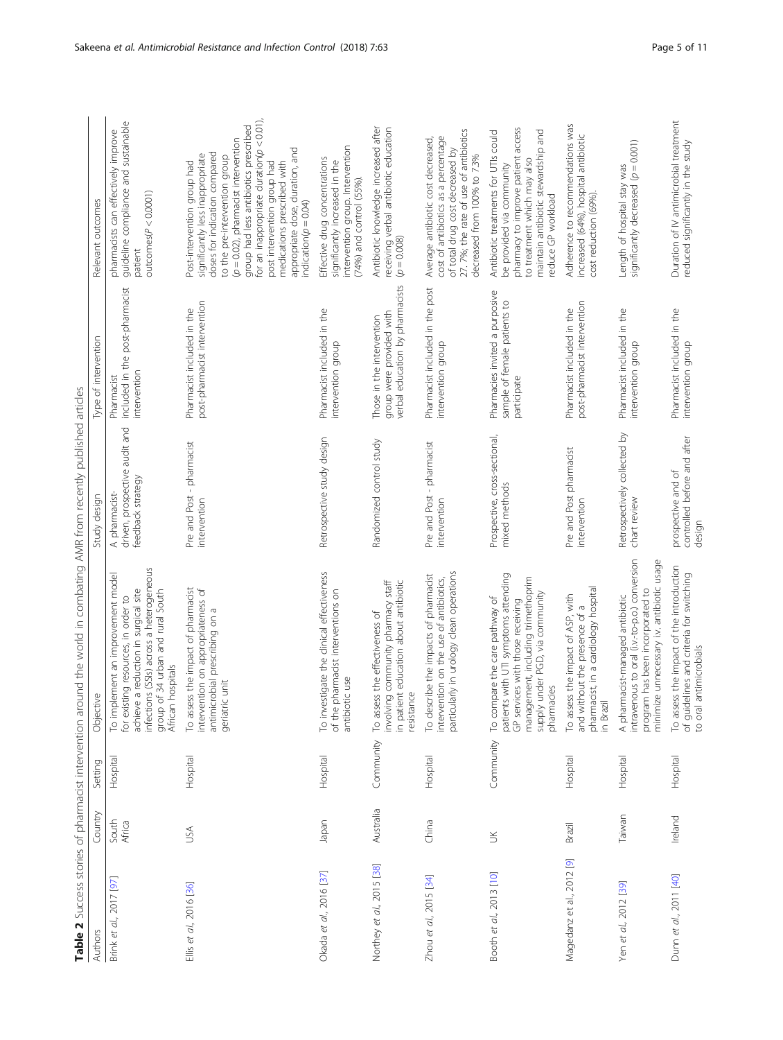**Table 2** Success stories of pharmacist intervention around the world in combating AMR from recently published articles

| Authors | Country | Setting | Objective | Study design | Type of intervention | Relevant outcomes |
|---|---|---|---|---|---|---|
| Brink et al., 2017 [97] | South Africa | Hospital | To implement an improvement model for existing resources, in order to achieve a reduction in surgical site infections (SSIs) across a heterogeneous group of 34 urban and rural South African hospitals | A pharmacist-driven, prospective audit and feedback strategy | Pharmacist included in the post-pharmacist intervention | pharmacists can effectively improve guideline compliance and sustainable patient outcomes($P < 0.0001$) |
| Ellis et al., 2016 [36] | USA | Hospital | To assess the impact of pharmacist intervention on appropriateness of antimicrobial prescribing on a geriatric unit | Pre and Post - pharmacist intervention | Pharmacist included in the post-pharmacist intervention | Post-intervention group had significantly less inappropriate doses for indication compared to the pre-intervention group ($p = 0.02$), pharmacist intervention group had less antibiotics prescribed for an inappropriate duration($p < 0.01$), post intervention group had medications prescribed with appropriate dose, duration, and indication($p = 0.04$) |
| Okada et al., 2016 [37] | Japan | Hospital | To investigate the clinical effectiveness of the pharmacist interventions on antibiotic use | Retrospective study design | Pharmacist included in the intervention group | Effective drug concentrations significantly increased in the intervention group. Intervention (74%) and control (55%). |
| Northey et al., 2015 [38] | Australia | Community | To assess the effectiveness of involving community pharmacy staff in patient education about antibiotic resistance | Randomized control study | Those in the intervention group were provided with verbal education by pharmacists | Antibiotic knowledge increased after receiving verbal antibiotic education ($p = 0.008$) |
| Zhou et al., 2015 [34] | China | Hospital | To describe the impacts of pharmacist intervention on the use of antibiotics, particularly in urology clean operations | Pre and Post - pharmacist intervention | Pharmacist included in the post intervention group | Average antibiotic cost decreased, cost of antibiotics as a percentage of total drug cost decreased by 27. 7%; the rate of use of antibiotics decreased from 100% to 7.3% |
| Booth et al., 2013 [10] | UK | Community | To compare the care pathway of patients with UTI symptoms attending GP services with those receiving management, including trimethoprim supply under PGD, via community pharmacies | Prospective, cross-sectional, mixed methods | Pharmacies invited a purposive sample of female patients to participate | Antibiotic treatments for UTIs could be provided via community pharmacy to improve patient access to treatment which may also maintain antibiotic stewardship and reduce GP workload |
| Magedanz et al., 2012 [9] | Brazil | Hospital | To assess the impact of ASP, with and without the presence of a pharmacist, in a cardiology hospital in Brazil | Pre and Post pharmacist intervention | Pharmacist included in the post-pharmacist intervention | Adherence to recommendations was increased (64%), hospital antibiotic cost reduction (69%). |
| Yen et al., 2012 [39] | Taiwan | Hospital | A pharmacist-managed antibiotic intravenous to oral (i.v.-to-p.o.) conversion program has been incorporated to minimize unnecessary i.v. antibiotic usage | Retrospectively collected by chart review | Pharmacist included in the intervention group | Length of hospital stay was significantly decreased ($p = 0.001$) |
| Dunn et al., 2011 [40] | Ireland | Hospital | To assess the impact of the introduction of guidelines and criteria for switching to oral antimicrobials | prospective and of controlled before and after design | Pharmacist included in the intervention group | Duration of IV antimicrobial treatment reduced significantly in the study |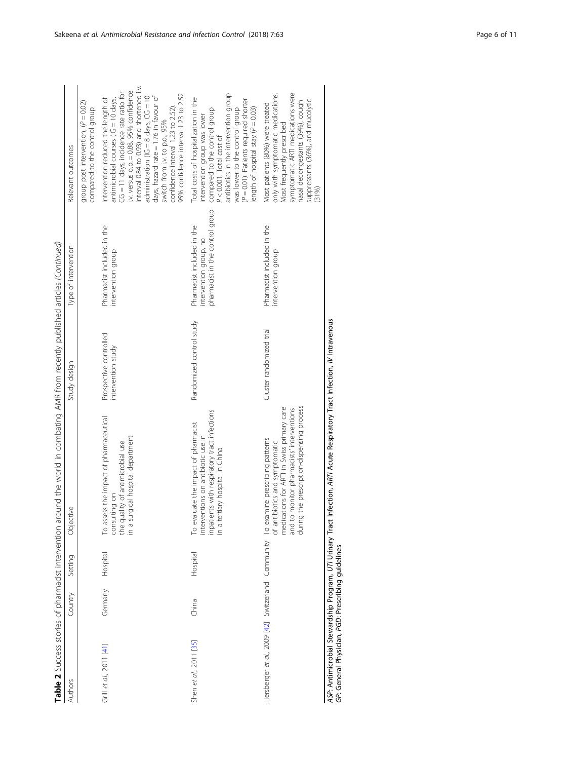**Table 2** Success stories of pharmacist intervention around the world in combating AMR from recently published articles *(Continued)*

| Authors | Country | Setting | Objective | Study design | Type of intervention | Relevant outcomes |
|---|---|---|---|---|---|---|
| | | | | | | group post intervention, ($P = 0.02$) compared to the control group |
| Grill *et al*., 2011 [41] | Germany | Hospital | To assess the impact of pharmaceutical consulting on the quality of antimicrobial use in a surgical hospital department | Prospective controlled intervention study | Pharmacist included in the intervention group | Intervention reduced the length of antimicrobial courses (IG = 10 days, CG = 11 days, incidence rate ratio for i.v. versus o.p. = 0.88, 95% confidence interval 0.84 to 0.93) and shortened i.v. administration (IG = 8 days, CG = 10 days, hazard rate = 1.76 in favour of switch from i.v. to p.o., 95% confidence interval 1.23 to 2.52). 95% confidence interval 1.23 to 2.52 |
| Shen *et al*., 2011 [35] | China | Hospital | To evaluate the impact of pharmacist interventions on antibiotic use in inpatients with respiratory tract infections in a tertiary hospital in China | Randomized control study | Pharmacist included in the intervention group, no pharmacist in the control group | Total costs of hospitalization in the intervention group was lower compared to the control group $P < 0.001$. Total cost of antibiotics in the intervention group was lower to the control group ($P = 0.01$). Patients required shorter length of hospital stay ($P = 0.03$) |
| Hersberger *et al*., 2009 [42] | Switzerland | Community | To examine prescribing patterns of antibiotics and symptomatic medications for ARTI in Swiss primary care and to monitor pharmacists' interventions during the prescription-dispensing process | Cluster randomized trial | Pharmacist included in the intervention group | Most patients (80%) were treated only with symptomatic medications. Most frequently prescribed symptomatic ARTI medications were nasal decongestants (39%), cough suppressants (36%), and mucolytic (31%) |

*ASP*: Antimicrobial Stewardship Program, *UTI* Urinary Tract Infection, *ARTI* Acute Respiratory Tract Infection, *IV* Intravenous
*GP*: General Physician, *PGD*: Prescribing guidelines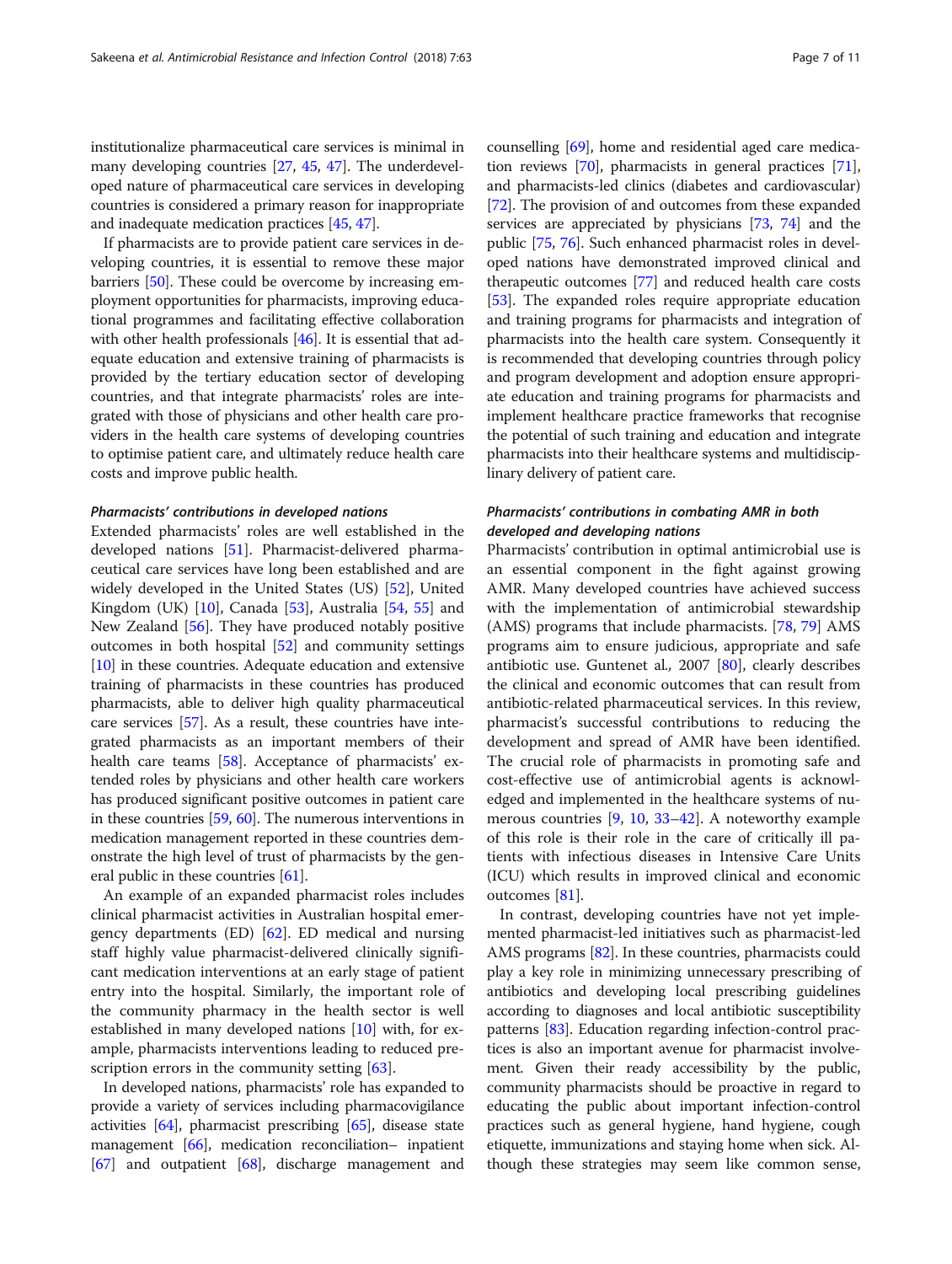institutionalize pharmaceutical care services is minimal in many developing countries [27, 45, 47]. The underdeveloped nature of pharmaceutical care services in developing countries is considered a primary reason for inappropriate and inadequate medication practices [45, 47].

If pharmacists are to provide patient care services in developing countries, it is essential to remove these major barriers [50]. These could be overcome by increasing employment opportunities for pharmacists, improving educational programmes and facilitating effective collaboration with other health professionals [46]. It is essential that adequate education and extensive training of pharmacists is provided by the tertiary education sector of developing countries, and that integrate pharmacists' roles are integrated with those of physicians and other health care providers in the health care systems of developing countries to optimise patient care, and ultimately reduce health care costs and improve public health.

#### *Pharmacists' contributions in developed nations*

Extended pharmacists' roles are well established in the developed nations [51]. Pharmacist-delivered pharmaceutical care services have long been established and are widely developed in the United States (US) [52], United Kingdom (UK) [10], Canada [53], Australia [54, 55] and New Zealand [56]. They have produced notably positive outcomes in both hospital [52] and community settings [10] in these countries. Adequate education and extensive training of pharmacists in these countries has produced pharmacists, able to deliver high quality pharmaceutical care services [57]. As a result, these countries have integrated pharmacists as an important members of their health care teams [58]. Acceptance of pharmacists' extended roles by physicians and other health care workers has produced significant positive outcomes in patient care in these countries [59, 60]. The numerous interventions in medication management reported in these countries demonstrate the high level of trust of pharmacists by the general public in these countries [61].

An example of an expanded pharmacist roles includes clinical pharmacist activities in Australian hospital emergency departments (ED) [62]. ED medical and nursing staff highly value pharmacist-delivered clinically significant medication interventions at an early stage of patient entry into the hospital. Similarly, the important role of the community pharmacy in the health sector is well established in many developed nations [10] with, for example, pharmacists interventions leading to reduced prescription errors in the community setting [63].

In developed nations, pharmacists' role has expanded to provide a variety of services including pharmacovigilance activities [64], pharmacist prescribing [65], disease state management [66], medication reconciliation– inpatient [67] and outpatient [68], discharge management and counselling [69], home and residential aged care medication reviews [70], pharmacists in general practices [71], and pharmacists-led clinics (diabetes and cardiovascular) [72]. The provision of and outcomes from these expanded services are appreciated by physicians [73, 74] and the public [75, 76]. Such enhanced pharmacist roles in developed nations have demonstrated improved clinical and therapeutic outcomes [77] and reduced health care costs [53]. The expanded roles require appropriate education and training programs for pharmacists and integration of pharmacists into the health care system. Consequently it is recommended that developing countries through policy and program development and adoption ensure appropriate education and training programs for pharmacists and implement healthcare practice frameworks that recognise the potential of such training and education and integrate pharmacists into their healthcare systems and multidisciplinary delivery of patient care.

#### *Pharmacists' contributions in combating AMR in both developed and developing nations*

Pharmacists' contribution in optimal antimicrobial use is an essential component in the fight against growing AMR. Many developed countries have achieved success with the implementation of antimicrobial stewardship (AMS) programs that include pharmacists. [78, 79] AMS programs aim to ensure judicious, appropriate and safe antibiotic use. Guntenet al., 2007 [80], clearly describes the clinical and economic outcomes that can result from antibiotic-related pharmaceutical services. In this review, pharmacist's successful contributions to reducing the development and spread of AMR have been identified. The crucial role of pharmacists in promoting safe and cost-effective use of antimicrobial agents is acknowledged and implemented in the healthcare systems of numerous countries [9, 10, 33–42]. A noteworthy example of this role is their role in the care of critically ill patients with infectious diseases in Intensive Care Units (ICU) which results in improved clinical and economic outcomes [81].

In contrast, developing countries have not yet implemented pharmacist-led initiatives such as pharmacist-led AMS programs [82]. In these countries, pharmacists could play a key role in minimizing unnecessary prescribing of antibiotics and developing local prescribing guidelines according to diagnoses and local antibiotic susceptibility patterns [83]. Education regarding infection-control practices is also an important avenue for pharmacist involvement. Given their ready accessibility by the public, community pharmacists should be proactive in regard to educating the public about important infection-control practices such as general hygiene, hand hygiene, cough etiquette, immunizations and staying home when sick. Although these strategies may seem like common sense,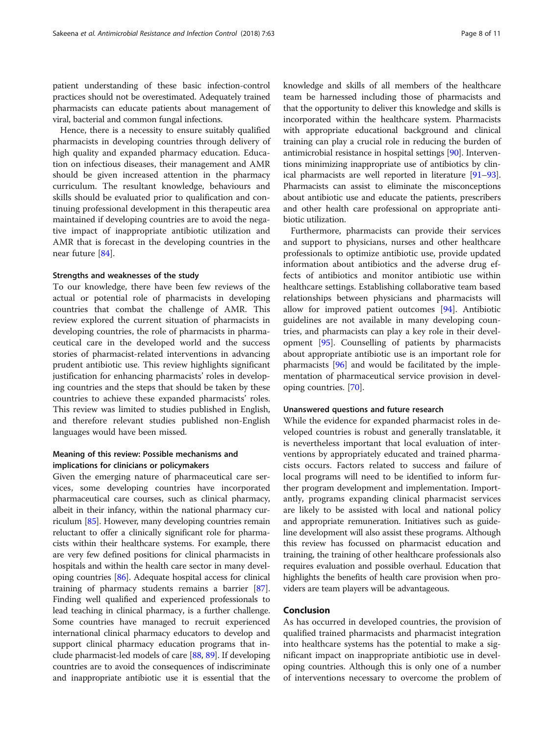patient understanding of these basic infection-control practices should not be overestimated. Adequately trained pharmacists can educate patients about management of viral, bacterial and common fungal infections.

Hence, there is a necessity to ensure suitably qualified pharmacists in developing countries through delivery of high quality and expanded pharmacy education. Education on infectious diseases, their management and AMR should be given increased attention in the pharmacy curriculum. The resultant knowledge, behaviours and skills should be evaluated prior to qualification and continuing professional development in this therapeutic area maintained if developing countries are to avoid the negative impact of inappropriate antibiotic utilization and AMR that is forecast in the developing countries in the near future [84].

#### Strengths and weaknesses of the study

To our knowledge, there have been few reviews of the actual or potential role of pharmacists in developing countries that combat the challenge of AMR. This review explored the current situation of pharmacists in developing countries, the role of pharmacists in pharmaceutical care in the developed world and the success stories of pharmacist-related interventions in advancing prudent antibiotic use. This review highlights significant justification for enhancing pharmacists' roles in developing countries and the steps that should be taken by these countries to achieve these expanded pharmacists' roles. This review was limited to studies published in English, and therefore relevant studies published non-English languages would have been missed.

#### Meaning of this review: Possible mechanisms and implications for clinicians or policymakers

Given the emerging nature of pharmaceutical care services, some developing countries have incorporated pharmaceutical care courses, such as clinical pharmacy, albeit in their infancy, within the national pharmacy curriculum [85]. However, many developing countries remain reluctant to offer a clinically significant role for pharmacists within their healthcare systems. For example, there are very few defined positions for clinical pharmacists in hospitals and within the health care sector in many developing countries [86]. Adequate hospital access for clinical training of pharmacy students remains a barrier [87]. Finding well qualified and experienced professionals to lead teaching in clinical pharmacy, is a further challenge. Some countries have managed to recruit experienced international clinical pharmacy educators to develop and support clinical pharmacy education programs that include pharmacist-led models of care [88, 89]. If developing countries are to avoid the consequences of indiscriminate and inappropriate antibiotic use it is essential that the knowledge and skills of all members of the healthcare team be harnessed including those of pharmacists and that the opportunity to deliver this knowledge and skills is incorporated within the healthcare system. Pharmacists with appropriate educational background and clinical training can play a crucial role in reducing the burden of antimicrobial resistance in hospital settings [90]. Interventions minimizing inappropriate use of antibiotics by clinical pharmacists are well reported in literature [91–93]. Pharmacists can assist to eliminate the misconceptions about antibiotic use and educate the patients, prescribers and other health care professional on appropriate antibiotic utilization.

Furthermore, pharmacists can provide their services and support to physicians, nurses and other healthcare professionals to optimize antibiotic use, provide updated information about antibiotics and the adverse drug effects of antibiotics and monitor antibiotic use within healthcare settings. Establishing collaborative team based relationships between physicians and pharmacists will allow for improved patient outcomes [94]. Antibiotic guidelines are not available in many developing countries, and pharmacists can play a key role in their development [95]. Counselling of patients by pharmacists about appropriate antibiotic use is an important role for pharmacists [96] and would be facilitated by the implementation of pharmaceutical service provision in developing countries. [70].

#### Unanswered questions and future research

While the evidence for expanded pharmacist roles in developed countries is robust and generally translatable, it is nevertheless important that local evaluation of interventions by appropriately educated and trained pharmacists occurs. Factors related to success and failure of local programs will need to be identified to inform further program development and implementation. Importantly, programs expanding clinical pharmacist services are likely to be assisted with local and national policy and appropriate remuneration. Initiatives such as guideline development will also assist these programs. Although this review has focussed on pharmacist education and training, the training of other healthcare professionals also requires evaluation and possible overhaul. Education that highlights the benefits of health care provision when providers are team players will be advantageous.

## Conclusion

As has occurred in developed countries, the provision of qualified trained pharmacists and pharmacist integration into healthcare systems has the potential to make a significant impact on inappropriate antibiotic use in developing countries. Although this is only one of a number of interventions necessary to overcome the problem of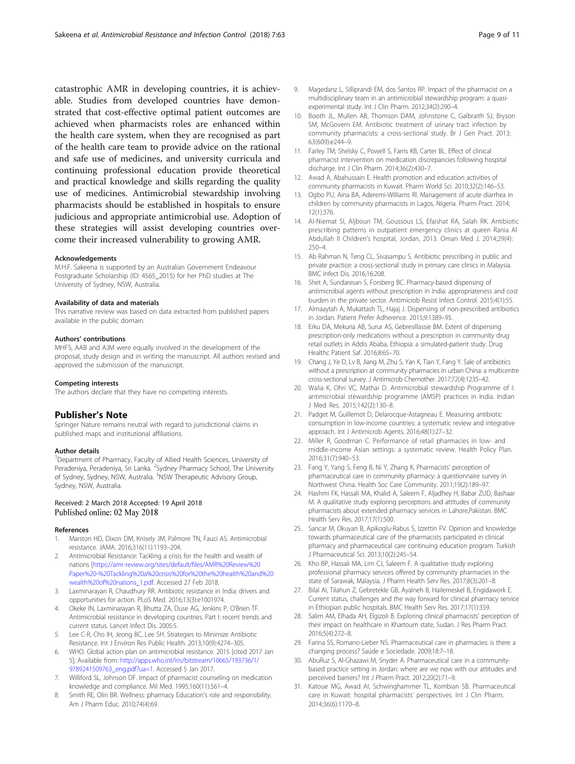catastrophic AMR in developing countries, it is achievable. Studies from developed countries have demonstrated that cost-effective optimal patient outcomes are achieved when pharmacists roles are enhanced within the health care system, when they are recognised as part of the health care team to provide advice on the rational and safe use of medicines, and university curricula and continuing professional education provide theoretical and practical knowledge and skills regarding the quality use of medicines. Antimicrobial stewardship involving pharmacists should be established in hospitals to ensure judicious and appropriate antimicrobial use. Adoption of these strategies will assist developing countries overcome their increased vulnerability to growing AMR.

#### Acknowledgements

M.H.F. Sakeena is supported by an Australian Government Endeavour Postgraduate Scholarship (ID: 4565_2015) for her PhD studies at The University of Sydney, NSW, Australia.

#### Availability of data and materials

This narrative review was based on data extracted from published papers available in the public domain.

#### Authors' contributions

MHFS, AAB and AJM were equally involved in the development of the proposal, study design and in writing the manuscript. All authors revised and approved the submission of the manuscript.

#### Competing interests

The authors declare that they have no competing interests.

### Publisher's Note

Springer Nature remains neutral with regard to jurisdictional claims in published maps and institutional affiliations.

#### Author details

[1]Department of Pharmacy, Faculty of Allied Health Sciences, University of Peradeniya, Peradeniya, Sri Lanka. [2]Sydney Pharmacy School, The University of Sydney, Sydney, NSW, Australia. [3]NSW Therapeutic Advisory Group, Sydney, NSW, Australia.

Received: 2 March 2018 Accepted: 19 April 2018
Published online: 02 May 2018

#### References

1. Marston HD, Dixon DM, Knisely JM, Palmore TN, Fauci AS. Antimicrobial resistance. JAMA. 2016;316(11):1193–204.
2. Antimicrobial Resistance: Tackling a crisis for the health and wealth of nations [https://amr-review.org/sites/default/files/AMR%20Review%20Paper%20-%20Tackling%20a%20crisis%20for%20the%20health%20and%20wealth%20of%20nations_1.pdf. Accessed 27 Feb 2018.
3. Laxminarayan R, Chaudhury RR. Antibiotic resistance in India: drivers and opportunities for action. PLoS Med. 2016;13(3):e1001974.
4. Okeke IN, Laxminarayan R, Bhutta ZA, Duse AG, Jenkins P, O'Brien TF. Antimicrobial resistance in developing countries. Part I: recent trends and current status. Lancet Infect Dis. 2005:5.
5. Lee C-R, Cho IH, Jeong BC, Lee SH. Strategies to Minimize Antibiotic Resistance. Int J Environ Res Public Health. 2013;10(9):4274–305.
6. WHO. Global action plan on antimicrobial resistance. 2015 [cited 2017 Jan 5]; Available from: http://apps.who.int/iris/bitstream/10665/193736/1/9789241509763_eng.pdf?ua=1. Accessed 5 Jan 2017.
7. Williford SL, Johnson DF. Impact of pharmacist counseling on medication knowledge and compliance. Mil Med. 1995;160(11):561–4.
8. Smith RE, Olin BR. Wellness: pharmacy Education's role and responsibility. Am J Pharm Educ. 2010;74(4):69.
9. Magedanz L, Silliprandi EM, dos Santos RP. Impact of the pharmacist on a multidisciplinary team in an antimicrobial stewardship program: a quasi-experimental study. Int J Clin Pharm. 2012;34(2):290–4.
10. Booth JL, Mullen AB, Thomson DAM, Johnstone C, Galbraith SJ, Bryson SM, McGovern EM. Antibiotic treatment of urinary tract infection by community pharmacists: a cross-sectional study. Br J Gen Pract. 2013; 63(609):e244–9.
11. Farley TM, Shelsky C, Powell S, Farris KB, Carter BL. Effect of clinical pharmacist intervention on medication discrepancies following hospital discharge. Int J Clin Pharm. 2014;36(2):430–7.
12. Awad A, Abahussain E. Health promotion and education activities of community pharmacists in Kuwait. Pharm World Sci. 2010;32(2):146–53.
13. Ogbo PU, Aina BA, Aderemi-Williams RI. Management of acute diarrhea in children by community pharmacists in Lagos, Nigeria. Pharm Pract. 2014; 12(1):376.
14. Al-Niemat SI, Aljbouri TM, Goussous LS, Efaishat RA, Salah RK. Antibiotic prescribing patterns in outpatient emergency clinics at queen Rania Al Abdullah II Children's hospital, Jordan, 2013. Oman Med J. 2014;29(4): 250–4.
15. Ab Rahman N, Teng CL, Sivasampu S. Antibiotic prescribing in public and private practice: a cross-sectional study in primary care clinics in Malaysia. BMC Infect Dis. 2016;16:208.
16. Shet A, Sundaresan S, Forsberg BC. Pharmacy-based dispensing of antimicrobial agents without prescription in India: appropriateness and cost burden in the private sector. Antimicrob Resist Infect Control. 2015;4(1):55.
17. Almaaytah A, Mukattash TL, Hajaj J. Dispensing of non-prescribed antibiotics in Jordan. Patient Prefer Adherence. 2015;9:1389–95.
18. Erku DA, Mekuria AB, Surur AS, Gebresillassie BM. Extent of dispensing prescription-only medications without a prescription in community drug retail outlets in Addis Ababa, Ethiopia: a simulated-patient study. Drug Healthc Patient Saf. 2016;8:65–70.
19. Chang J, Ye D, Lv B, Jiang M, Zhu S, Yan K, Tian Y, Fang Y. Sale of antibiotics without a prescription at community pharmacies in urban China: a multicentre cross-sectional survey. J Antimicrob Chemother. 2017;72(4):1235–42.
20. Walia K, Ohri VC, Mathai D. Antimicrobial stewardship Programme of I: antimicrobial stewardship programme (AMSP) practices in India. Indian J Med Res. 2015;142(2):130–8.
21. Padget M, Guillemot D, Delarocque-Astagneau E. Measuring antibiotic consumption in low-income countries: a systematic review and integrative approach. Int J Antimicrob Agents. 2016;48(1):27–32.
22. Miller R, Goodman C. Performance of retail pharmacies in low- and middle-income Asian settings: a systematic review. Health Policy Plan. 2016;31(7):940–53.
23. Fang Y, Yang S, Feng B, Ni Y, Zhang K. Pharmacists' perception of pharmaceutical care in community pharmacy: a questionnaire survey in Northwest China. Health Soc Care Community. 2011;19(2):189–97.
24. Hashmi FK, Hassali MA, Khalid A, Saleem F, Aljadhey H, Babar ZUD, Bashaar M. A qualitative study exploring perceptions and attitudes of community pharmacists about extended pharmacy services in Lahore,Pakistan. BMC Health Serv Res. 2017;17(1):500.
25. Sancar M, Okuyan B, Apikoglu-Rabus S, Izzettin FV. Opinion and knowledge towards pharmaceutical care of the pharmacists participated in clinical pharmacy and pharmaceutical care continuing education program. Turkish J Pharmaceutical Sci. 2013;10(2):245–54.
26. Kho BP, Hassali MA, Lim CJ, Saleem F. A qualitative study exploring professional pharmacy services offered by community pharmacies in the state of Sarawak, Malaysia. J Pharm Health Serv Res. 2017;8(3):201–8.
27. Bilal AI, Tilahun Z, Gebretekle GB, Ayalneh B, Hailemeskel B, Engidawork E. Current status, challenges and the way forward for clinical pharmacy service in Ethiopian public hospitals. BMC Health Serv Res. 2017;17(1):359.
28. Salim AM, Elhada AH, Elgizoli B. Exploring clinical pharmacists' perception of their impact on healthcare in Khartoum state, Sudan. J Res Pharm Pract. 2016;5(4):272–8.
29. Farina SS, Romano-Lieber NS. Pharmaceutical care in pharmacies: is there a changing process? Saúde e Sociedade. 2009;18:7–18.
30. AbuRuz S, Al-Ghazawi M, Snyder A. Pharmaceutical care in a community-based practice setting in Jordan: where are we now with our attitudes and perceived barriers? Int J Pharm Pract. 2012;20(2):71–9.
31. Katoue MG, Awad AI, Schwinghammer TL, Kombian SB. Pharmaceutical care in Kuwait: hospital pharmacists' perspectives. Int J Clin Pharm. 2014;36(6):1170–8.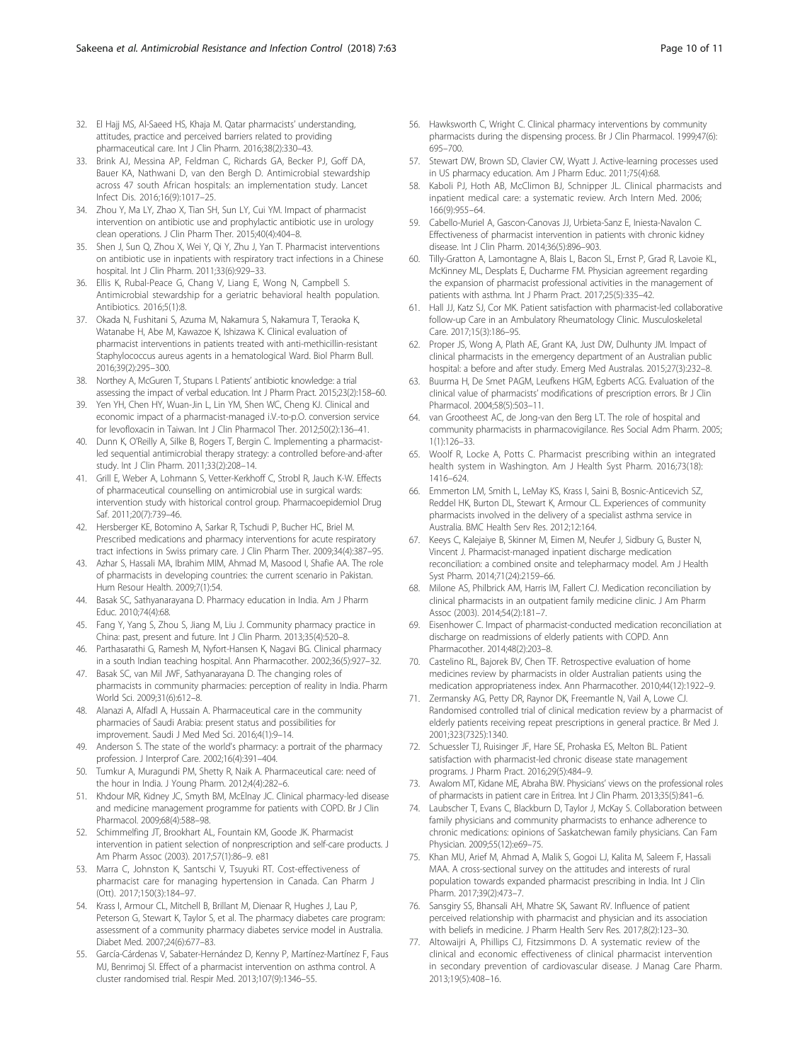32. El Hajj MS, Al-Saeed HS, Khaja M. Qatar pharmacists' understanding, attitudes, practice and perceived barriers related to providing pharmaceutical care. Int J Clin Pharm. 2016;38(2):330–43.
33. Brink AJ, Messina AP, Feldman C, Richards GA, Becker PJ, Goff DA, Bauer KA, Nathwani D, van den Bergh D. Antimicrobial stewardship across 47 south African hospitals: an implementation study. Lancet Infect Dis. 2016;16(9):1017–25.
34. Zhou Y, Ma LY, Zhao X, Tian SH, Sun LY, Cui YM. Impact of pharmacist intervention on antibiotic use and prophylactic antibiotic use in urology clean operations. J Clin Pharm Ther. 2015;40(4):404–8.
35. Shen J, Sun Q, Zhou X, Wei Y, Qi Y, Zhu J, Yan T. Pharmacist interventions on antibiotic use in inpatients with respiratory tract infections in a Chinese hospital. Int J Clin Pharm. 2011;33(6):929–33.
36. Ellis K, Rubal-Peace G, Chang V, Liang E, Wong N, Campbell S. Antimicrobial stewardship for a geriatric behavioral health population. Antibiotics. 2016;5(1):8.
37. Okada N, Fushitani S, Azuma M, Nakamura S, Nakamura T, Teraoka K, Watanabe H, Abe M, Kawazoe K, Ishizawa K. Clinical evaluation of pharmacist interventions in patients treated with anti-methicillin-resistant Staphylococcus aureus agents in a hematological Ward. Biol Pharm Bull. 2016;39(2):295–300.
38. Northey A, McGuren T, Stupans I. Patients' antibiotic knowledge: a trial assessing the impact of verbal education. Int J Pharm Pract. 2015;23(2):158–60.
39. Yen YH, Chen HY, Wuan-Jin L, Lin YM, Shen WC, Cheng KJ. Clinical and economic impact of a pharmacist-managed i.V.-to-p.O. conversion service for levofloxacin in Taiwan. Int J Clin Pharmacol Ther. 2012;50(2):136–41.
40. Dunn K, O'Reilly A, Silke B, Rogers T, Bergin C. Implementing a pharmacist-led sequential antimicrobial therapy strategy: a controlled before-and-after study. Int J Clin Pharm. 2011;33(2):208–14.
41. Grill E, Weber A, Lohmann S, Vetter-Kerkhoff C, Strobl R, Jauch K-W. Effects of pharmaceutical counselling on antimicrobial use in surgical wards: intervention study with historical control group. Pharmacoepidemiol Drug Saf. 2011;20(7):739–46.
42. Hersberger KE, Botomino A, Sarkar R, Tschudi P, Bucher HC, Briel M. Prescribed medications and pharmacy interventions for acute respiratory tract infections in Swiss primary care. J Clin Pharm Ther. 2009;34(4):387–95.
43. Azhar S, Hassali MA, Ibrahim MIM, Ahmad M, Masood I, Shafie AA. The role of pharmacists in developing countries: the current scenario in Pakistan. Hum Resour Health. 2009;7(1):54.
44. Basak SC, Sathyanarayana D. Pharmacy education in India. Am J Pharm Educ. 2010;74(4):68.
45. Fang Y, Yang S, Zhou S, Jiang M, Liu J. Community pharmacy practice in China: past, present and future. Int J Clin Pharm. 2013;35(4):520–8.
46. Parthasarathi G, Ramesh M, Nyfort-Hansen K, Nagavi BG. Clinical pharmacy in a south Indian teaching hospital. Ann Pharmacother. 2002;36(5):927–32.
47. Basak SC, van Mil JWF, Sathyanarayana D. The changing roles of pharmacists in community pharmacies: perception of reality in India. Pharm World Sci. 2009;31(6):612–8.
48. Alanazi A, Alfadl A, Hussain A. Pharmaceutical care in the community pharmacies of Saudi Arabia: present status and possibilities for improvement. Saudi J Med Med Sci. 2016;4(1):9–14.
49. Anderson S. The state of the world's pharmacy: a portrait of the pharmacy profession. J Interprof Care. 2002;16(4):391–404.
50. Tumkur A, Muragundi PM, Shetty R, Naik A. Pharmaceutical care: need of the hour in India. J Young Pharm. 2012;4(4):282–6.
51. Khdour MR, Kidney JC, Smyth BM, McElnay JC. Clinical pharmacy-led disease and medicine management programme for patients with COPD. Br J Clin Pharmacol. 2009;68(4):588–98.
52. Schimmelfing JT, Brookhart AL, Fountain KM, Goode JK. Pharmacist intervention in patient selection of nonprescription and self-care products. J Am Pharm Assoc (2003). 2017;57(1):86–9. e81
53. Marra C, Johnston K, Santschi V, Tsuyuki RT. Cost-effectiveness of pharmacist care for managing hypertension in Canada. Can Pharm J (Ott). 2017;150(3):184–97.
54. Krass I, Armour CL, Mitchell B, Brillant M, Dienaar R, Hughes J, Lau P, Peterson G, Stewart K, Taylor S, et al. The pharmacy diabetes care program: assessment of a community pharmacy diabetes service model in Australia. Diabet Med. 2007;24(6):677–83.
55. García-Cárdenas V, Sabater-Hernández D, Kenny P, Martínez-Martínez F, Faus MJ, Benrimoj SI. Effect of a pharmacist intervention on asthma control. A cluster randomised trial. Respir Med. 2013;107(9):1346–55.
56. Hawksworth C, Wright C. Clinical pharmacy interventions by community pharmacists during the dispensing process. Br J Clin Pharmacol. 1999;47(6): 695–700.
57. Stewart DW, Brown SD, Clavier CW, Wyatt J. Active-learning processes used in US pharmacy education. Am J Pharm Educ. 2011;75(4):68.
58. Kaboli PJ, Hoth AB, McClimon BJ, Schnipper JL. Clinical pharmacists and inpatient medical care: a systematic review. Arch Intern Med. 2006; 166(9):955–64.
59. Cabello-Muriel A, Gascon-Canovas JJ, Urbieta-Sanz E, Iniesta-Navalon C. Effectiveness of pharmacist intervention in patients with chronic kidney disease. Int J Clin Pharm. 2014;36(5):896–903.
60. Tilly-Gratton A, Lamontagne A, Blais L, Bacon SL, Ernst P, Grad R, Lavoie KL, McKinney ML, Desplats E, Ducharme FM. Physician agreement regarding the expansion of pharmacist professional activities in the management of patients with asthma. Int J Pharm Pract. 2017;25(5):335–42.
61. Hall JJ, Katz SJ, Cor MK. Patient satisfaction with pharmacist-led collaborative follow-up Care in an Ambulatory Rheumatology Clinic. Musculoskeletal Care. 2017;15(3):186–95.
62. Proper JS, Wong A, Plath AE, Grant KA, Just DW, Dulhunty JM. Impact of clinical pharmacists in the emergency department of an Australian public hospital: a before and after study. Emerg Med Australas. 2015;27(3):232–8.
63. Buurma H, De Smet PAGM, Leufkens HGM, Egberts ACG. Evaluation of the clinical value of pharmacists' modifications of prescription errors. Br J Clin Pharmacol. 2004;58(5):503–11.
64. van Grootheest AC, de Jong-van den Berg LT. The role of hospital and community pharmacists in pharmacovigilance. Res Social Adm Pharm. 2005; 1(1):126–33.
65. Woolf R, Locke A, Potts C. Pharmacist prescribing within an integrated health system in Washington. Am J Health Syst Pharm. 2016;73(18): 1416–624.
66. Emmerton LM, Smith L, LeMay KS, Krass I, Saini B, Bosnic-Anticevich SZ, Reddel HK, Burton DL, Stewart K, Armour CL. Experiences of community pharmacists involved in the delivery of a specialist asthma service in Australia. BMC Health Serv Res. 2012;12:164.
67. Keeys C, Kalejaiye B, Skinner M, Eimen M, Neufer J, Sidbury G, Buster N, Vincent J. Pharmacist-managed inpatient discharge medication reconciliation: a combined onsite and telepharmacy model. Am J Health Syst Pharm. 2014;71(24):2159–66.
68. Milone AS, Philbrick AM, Harris IM, Fallert CJ. Medication reconciliation by clinical pharmacists in an outpatient family medicine clinic. J Am Pharm Assoc (2003). 2014;54(2):181–7.
69. Eisenhower C. Impact of pharmacist-conducted medication reconciliation at discharge on readmissions of elderly patients with COPD. Ann Pharmacother. 2014;48(2):203–8.
70. Castelino RL, Bajorek BV, Chen TF. Retrospective evaluation of home medicines review by pharmacists in older Australian patients using the medication appropriateness index. Ann Pharmacother. 2010;44(12):1922–9.
71. Zermansky AG, Petty DR, Raynor DK, Freemantle N, Vail A, Lowe CJ. Randomised controlled trial of clinical medication review by a pharmacist of elderly patients receiving repeat prescriptions in general practice. Br Med J. 2001;323(7325):1340.
72. Schuessler TJ, Ruisinger JF, Hare SE, Prohaska ES, Melton BL. Patient satisfaction with pharmacist-led chronic disease state management programs. J Pharm Pract. 2016;29(5):484–9.
73. Awalom MT, Kidane ME, Abraha BW. Physicians' views on the professional roles of pharmacists in patient care in Eritrea. Int J Clin Pharm. 2013;35(5):841–6.
74. Laubscher T, Evans C, Blackburn D, Taylor J, McKay S. Collaboration between family physicians and community pharmacists to enhance adherence to chronic medications: opinions of Saskatchewan family physicians. Can Fam Physician. 2009;55(12):e69–75.
75. Khan MU, Arief M, Ahmad A, Malik S, Gogoi LJ, Kalita M, Saleem F, Hassali MAA. A cross-sectional survey on the attitudes and interests of rural population towards expanded pharmacist prescribing in India. Int J Clin Pharm. 2017;39(2):473–7.
76. Sansgiry SS, Bhansali AH, Mhatre SK, Sawant RV. Influence of patient perceived relationship with pharmacist and physician and its association with beliefs in medicine. J Pharm Health Serv Res. 2017;8(2):123–30.
77. Altowaijri A, Phillips CJ, Fitzsimmons D. A systematic review of the clinical and economic effectiveness of clinical pharmacist intervention in secondary prevention of cardiovascular disease. J Manag Care Pharm. 2013;19(5):408–16.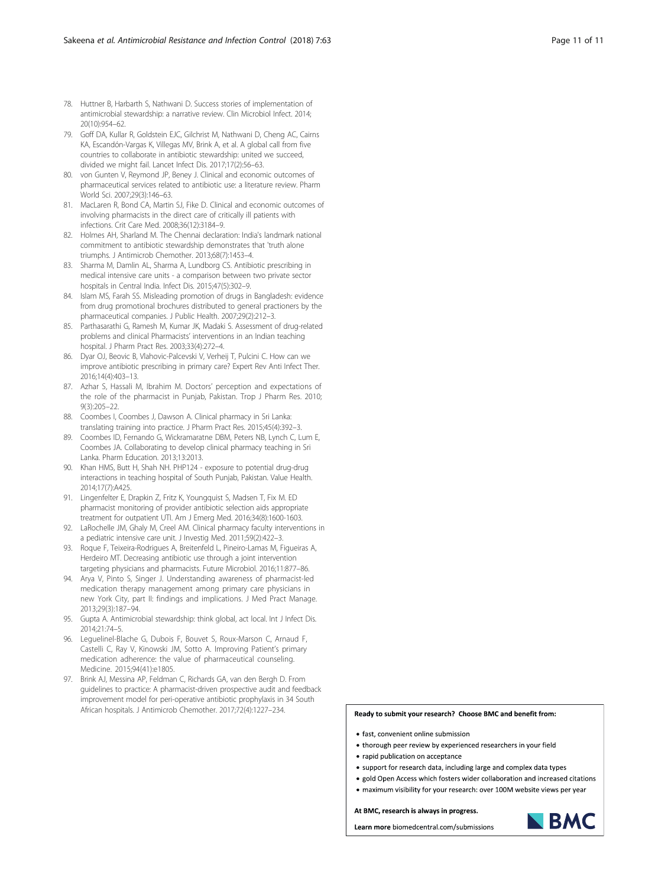78. Huttner B, Harbarth S, Nathwani D. Success stories of implementation of antimicrobial stewardship: a narrative review. Clin Microbiol Infect. 2014; 20(10):954–62.
79. Goff DA, Kullar R, Goldstein EJC, Gilchrist M, Nathwani D, Cheng AC, Cairns KA, Escandón-Vargas K, Villegas MV, Brink A, et al. A global call from five countries to collaborate in antibiotic stewardship: united we succeed, divided we might fail. Lancet Infect Dis. 2017;17(2):56–63.
80. von Gunten V, Reymond JP, Beney J. Clinical and economic outcomes of pharmaceutical services related to antibiotic use: a literature review. Pharm World Sci. 2007;29(3):146–63.
81. MacLaren R, Bond CA, Martin SJ, Fike D. Clinical and economic outcomes of involving pharmacists in the direct care of critically ill patients with infections. Crit Care Med. 2008;36(12):3184–9.
82. Holmes AH, Sharland M. The Chennai declaration: India's landmark national commitment to antibiotic stewardship demonstrates that 'truth alone triumphs. J Antimicrob Chemother. 2013;68(7):1453–4.
83. Sharma M, Damlin AL, Sharma A, Lundborg CS. Antibiotic prescribing in medical intensive care units - a comparison between two private sector hospitals in Central India. Infect Dis. 2015;47(5):302–9.
84. Islam MS, Farah SS. Misleading promotion of drugs in Bangladesh: evidence from drug promotional brochures distributed to general practioners by the pharmaceutical companies. J Public Health. 2007;29(2):212–3.
85. Parthasarathi G, Ramesh M, Kumar JK, Madaki S. Assessment of drug-related problems and clinical Pharmacists' interventions in an Indian teaching hospital. J Pharm Pract Res. 2003;33(4):272–4.
86. Dyar OJ, Beovic B, Vlahovic-Palcevski V, Verheij T, Pulcini C. How can we improve antibiotic prescribing in primary care? Expert Rev Anti Infect Ther. 2016;14(4):403–13.
87. Azhar S, Hassali M, Ibrahim M. Doctors' perception and expectations of the role of the pharmacist in Punjab, Pakistan. Trop J Pharm Res. 2010; 9(3):205–22.
88. Coombes I, Coombes J, Dawson A. Clinical pharmacy in Sri Lanka: translating training into practice. J Pharm Pract Res. 2015;45(4):392–3.
89. Coombes ID, Fernando G, Wickramaratne DBM, Peters NB, Lynch C, Lum E, Coombes JA. Collaborating to develop clinical pharmacy teaching in Sri Lanka. Pharm Education. 2013;13:2013.
90. Khan HMS, Butt H, Shah NH. PHP124 - exposure to potential drug-drug interactions in teaching hospital of South Punjab, Pakistan. Value Health. 2014;17(7):A425.
91. Lingenfelter E, Drapkin Z, Fritz K, Youngquist S, Madsen T, Fix M. ED pharmacist monitoring of provider antibiotic selection aids appropriate treatment for outpatient UTI. Am J Emerg Med. 2016;34(8):1600-1603.
92. LaRochelle JM, Ghaly M, Creel AM. Clinical pharmacy faculty interventions in a pediatric intensive care unit. J Investig Med. 2011;59(2):422–3.
93. Roque F, Teixeira-Rodrigues A, Breitenfeld L, Pineiro-Lamas M, Figueiras A, Herdeiro MT. Decreasing antibiotic use through a joint intervention targeting physicians and pharmacists. Future Microbiol. 2016;11:877–86.
94. Arya V, Pinto S, Singer J. Understanding awareness of pharmacist-led medication therapy management among primary care physicians in new York City, part II: findings and implications. J Med Pract Manage. 2013;29(3):187–94.
95. Gupta A. Antimicrobial stewardship: think global, act local. Int J Infect Dis. 2014;21:74–5.
96. Leguelinel-Blache G, Dubois F, Bouvet S, Roux-Marson C, Arnaud F, Castelli C, Ray V, Kinowski JM, Sotto A. Improving Patient's primary medication adherence: the value of pharmaceutical counseling. Medicine. 2015;94(41):e1805.
97. Brink AJ, Messina AP, Feldman C, Richards GA, van den Bergh D. From guidelines to practice: A pharmacist-driven prospective audit and feedback improvement model for peri-operative antibiotic prophylaxis in 34 South African hospitals. J Antimicrob Chemother. 2017;72(4):1227–234.

**Ready to submit your research? Choose BMC and benefit from:**

- fast, convenient online submission
- thorough peer review by experienced researchers in your field
- rapid publication on acceptance
- support for research data, including large and complex data types
- gold Open Access which fosters wider collaboration and increased citations
- maximum visibility for your research: over 100M website views per year

**At BMC, research is always in progress.**

**Learn more** biomedcentral.com/submissions

BMC